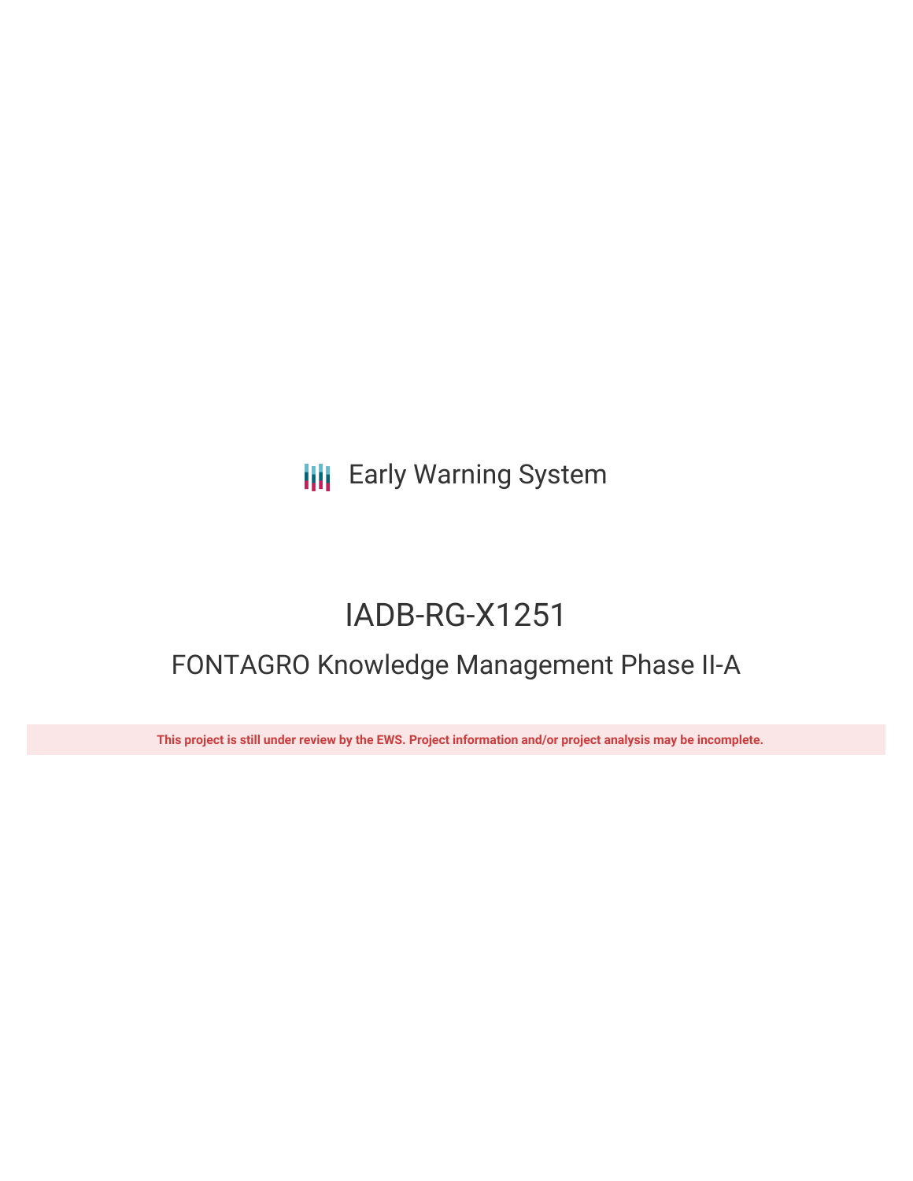Early Warning System

# IADB-RG-X1251

## FONTAGRO Knowledge Management Phase II-A

**This project is still under review by the EWS. Project information and/or project analysis may be incomplete.**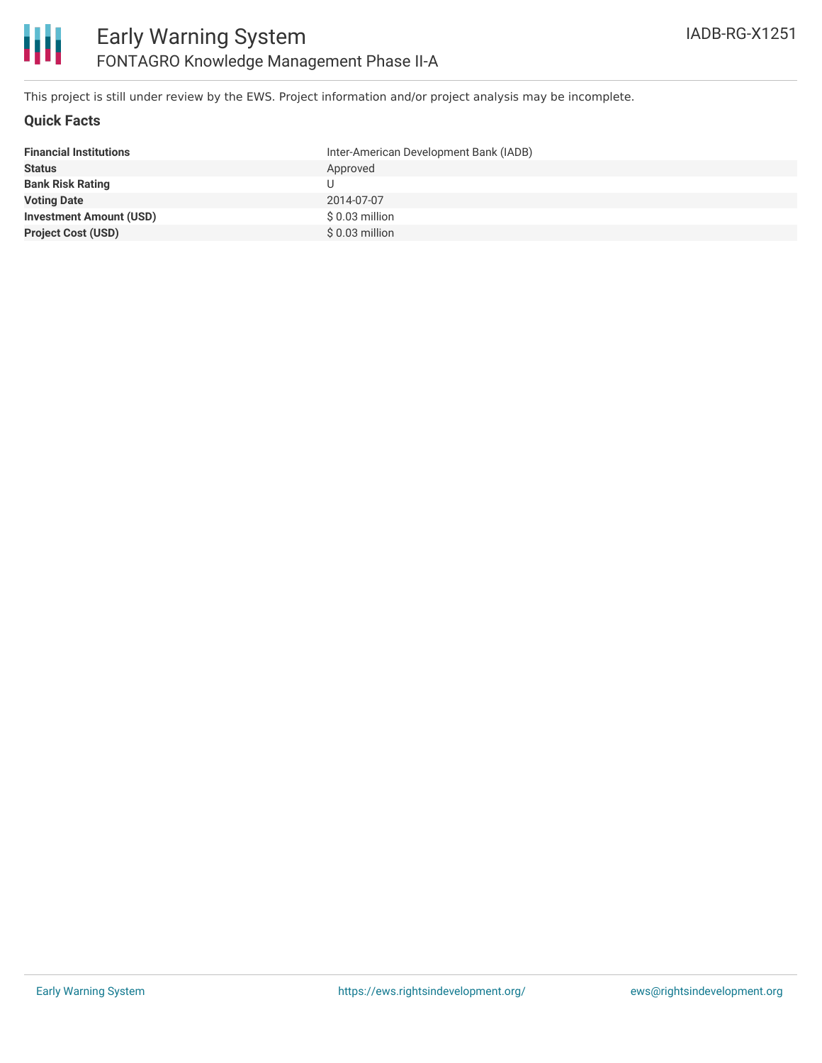# Early Warning System

## FONTAGRO Knowledge Management Phase II-A

IADB-RG-X1251

This project is still under review by the EWS. Project information and/or project analysis may be incomplete.

### Quick Facts

| | |
|---|---|
| **Financial Institutions** | Inter-American Development Bank (IADB) |
| **Status** | Approved |
| **Bank Risk Rating** | U |
| **Voting Date** | 2014-07-07 |
| **Investment Amount (USD)** | $ 0.03 million |
| **Project Cost (USD)** | $ 0.03 million |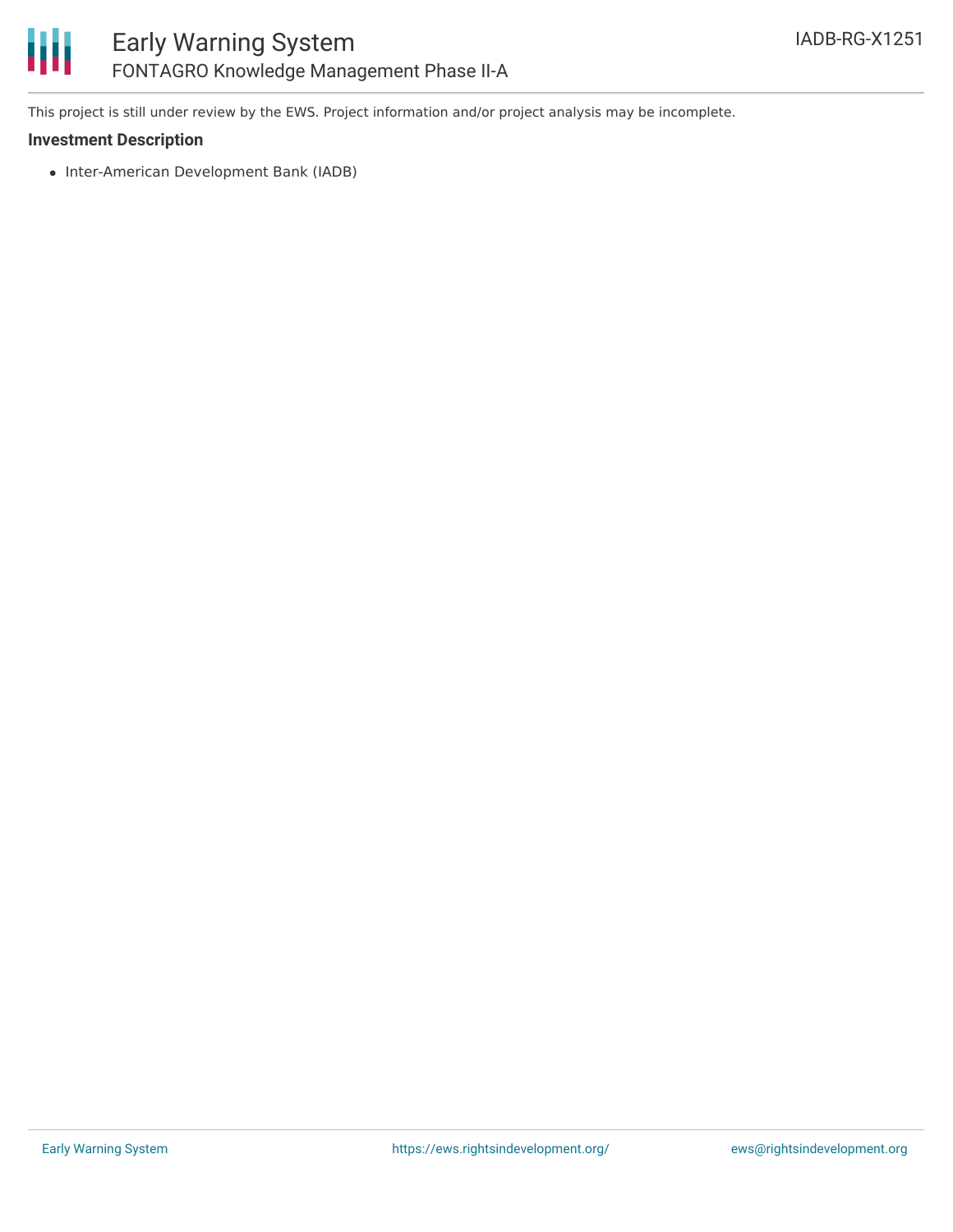This project is still under review by the EWS. Project information and/or project analysis may be incomplete.

### Investment Description

- Inter-American Development Bank (IADB)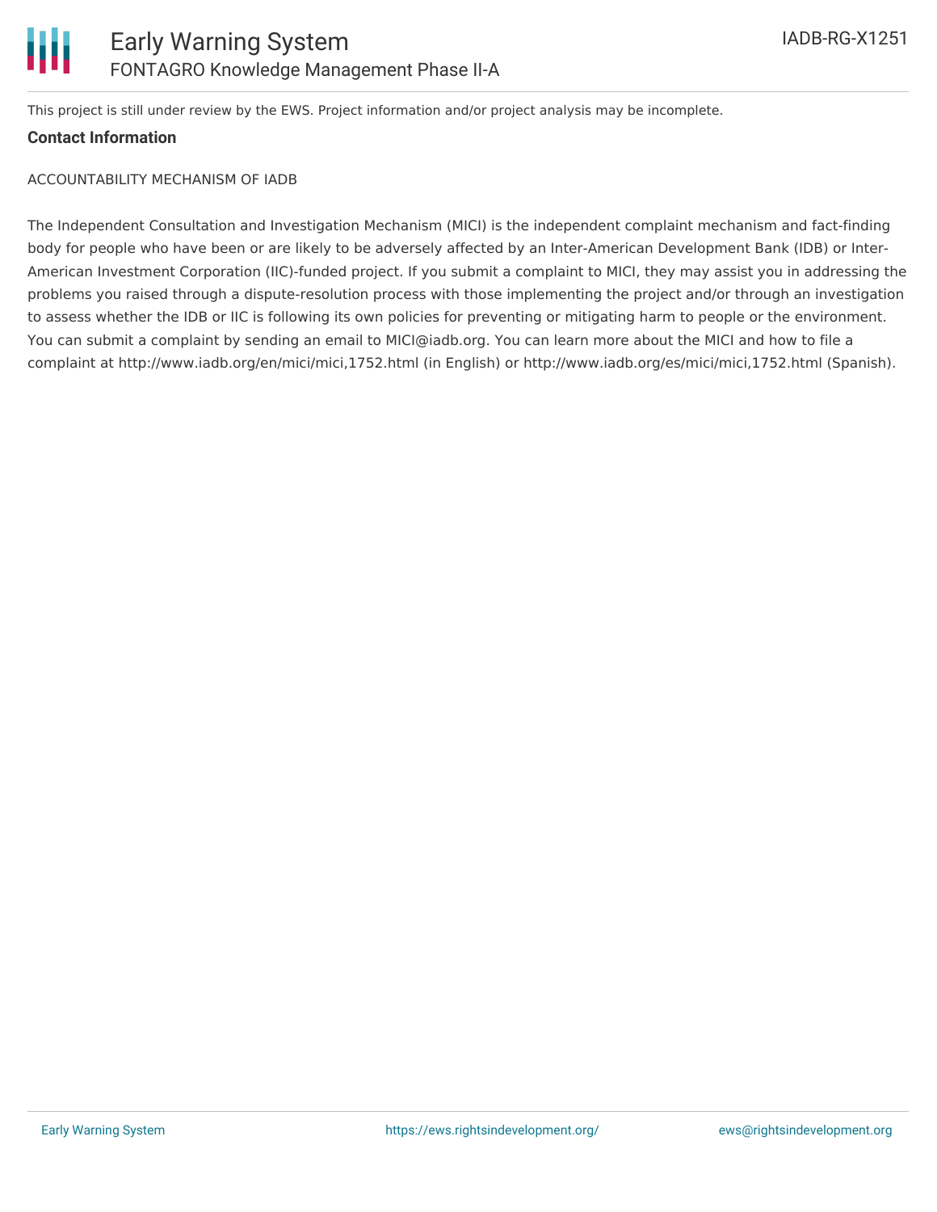This project is still under review by the EWS. Project information and/or project analysis may be incomplete.

**Contact Information**

ACCOUNTABILITY MECHANISM OF IADB

The Independent Consultation and Investigation Mechanism (MICI) is the independent complaint mechanism and fact-finding body for people who have been or are likely to be adversely affected by an Inter-American Development Bank (IDB) or Inter-American Investment Corporation (IIC)-funded project. If you submit a complaint to MICI, they may assist you in addressing the problems you raised through a dispute-resolution process with those implementing the project and/or through an investigation to assess whether the IDB or IIC is following its own policies for preventing or mitigating harm to people or the environment. You can submit a complaint by sending an email to MICI@iadb.org. You can learn more about the MICI and how to file a complaint at http://www.iadb.org/en/mici/mici,1752.html (in English) or http://www.iadb.org/es/mici/mici,1752.html (Spanish).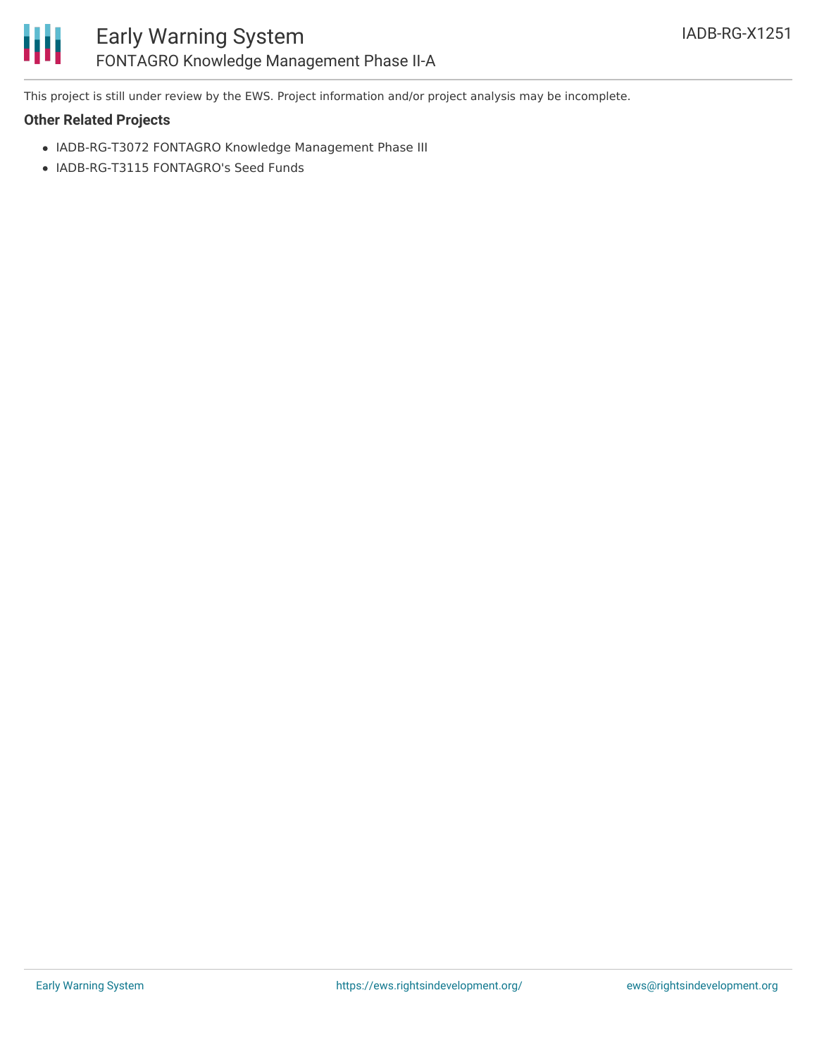This project is still under review by the EWS. Project information and/or project analysis may be incomplete.

### Other Related Projects

- IADB-RG-T3072 FONTAGRO Knowledge Management Phase III
- IADB-RG-T3115 FONTAGRO's Seed Funds